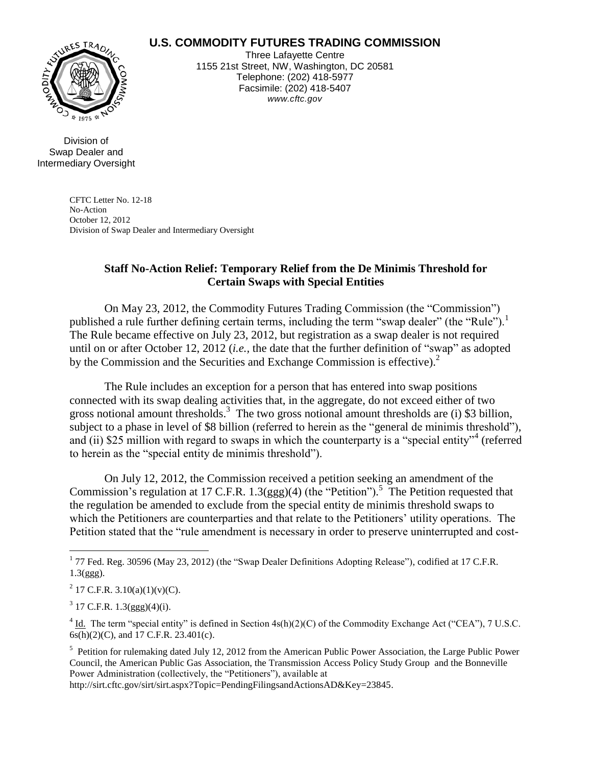# U.S. COMMODITY FUTURES TRADING COMMISSION

Three Lafayette Centre
1155 21st Street, NW, Washington, DC 20581
Telephone: (202) 418-5977
Facsimile: (202) 418-5407
*www.cftc.gov*

Division of
Swap Dealer and
Intermediary Oversight

CFTC Letter No. 12-18
No-Action
October 12, 2012
Division of Swap Dealer and Intermediary Oversight

## Staff No-Action Relief: Temporary Relief from the De Minimis Threshold for Certain Swaps with Special Entities

On May 23, 2012, the Commodity Futures Trading Commission (the "Commission") published a rule further defining certain terms, including the term "swap dealer" (the "Rule").[1] The Rule became effective on July 23, 2012, but registration as a swap dealer is not required until on or after October 12, 2012 (*i.e.*, the date that the further definition of "swap" as adopted by the Commission and the Securities and Exchange Commission is effective).[2]

The Rule includes an exception for a person that has entered into swap positions connected with its swap dealing activities that, in the aggregate, do not exceed either of two gross notional amount thresholds.[3] The two gross notional amount thresholds are (i) $3 billion, subject to a phase in level of $8 billion (referred to herein as the "general de minimis threshold"), and (ii) $25 million with regard to swaps in which the counterparty is a "special entity"[4] (referred to herein as the "special entity de minimis threshold").

On July 12, 2012, the Commission received a petition seeking an amendment of the Commission's regulation at 17 C.F.R. 1.3(ggg)(4) (the "Petition").[5] The Petition requested that the regulation be amended to exclude from the special entity de minimis threshold swaps to which the Petitioners are counterparties and that relate to the Petitioners' utility operations. The Petition stated that the "rule amendment is necessary in order to preserve uninterrupted and cost-

---

[1] 77 Fed. Reg. 30596 (May 23, 2012) (the "Swap Dealer Definitions Adopting Release"), codified at 17 C.F.R. 1.3(ggg).

[2] 17 C.F.R. 3.10(a)(1)(v)(C).

[3] 17 C.F.R. 1.3(ggg)(4)(i).

[4] Id. The term "special entity" is defined in Section 4s(h)(2)(C) of the Commodity Exchange Act ("CEA"), 7 U.S.C. 6s(h)(2)(C), and 17 C.F.R. 23.401(c).

[5] Petition for rulemaking dated July 12, 2012 from the American Public Power Association, the Large Public Power Council, the American Public Gas Association, the Transmission Access Policy Study Group and the Bonneville Power Administration (collectively, the "Petitioners"), available at http://sirt.cftc.gov/sirt/sirt.aspx?Topic=PendingFilingsandActionsAD&Key=23845.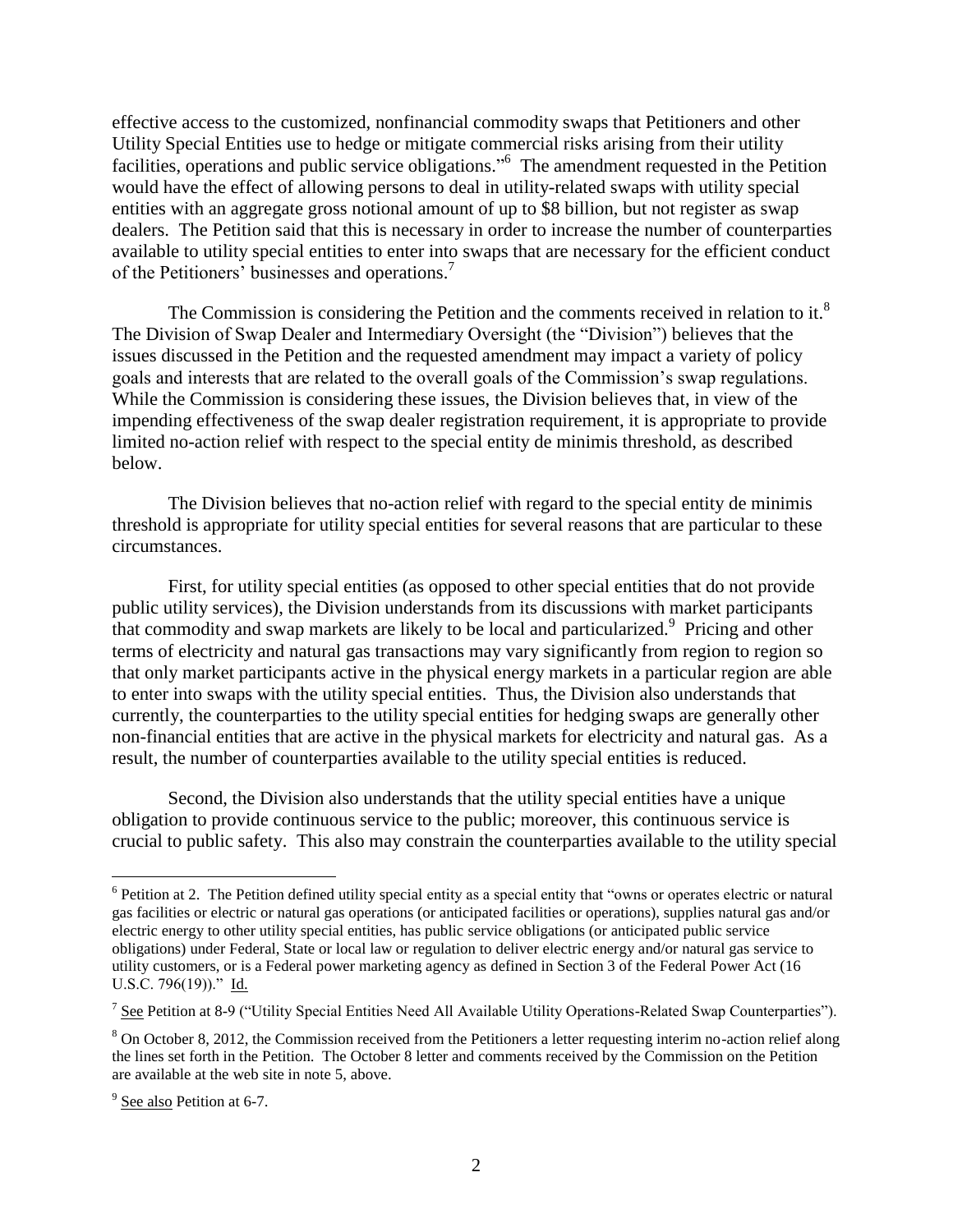effective access to the customized, nonfinancial commodity swaps that Petitioners and other Utility Special Entities use to hedge or mitigate commercial risks arising from their utility facilities, operations and public service obligations."[6] The amendment requested in the Petition would have the effect of allowing persons to deal in utility-related swaps with utility special entities with an aggregate gross notional amount of up to $8 billion, but not register as swap dealers. The Petition said that this is necessary in order to increase the number of counterparties available to utility special entities to enter into swaps that are necessary for the efficient conduct of the Petitioners' businesses and operations.[7]

The Commission is considering the Petition and the comments received in relation to it.[8] The Division of Swap Dealer and Intermediary Oversight (the "Division") believes that the issues discussed in the Petition and the requested amendment may impact a variety of policy goals and interests that are related to the overall goals of the Commission's swap regulations. While the Commission is considering these issues, the Division believes that, in view of the impending effectiveness of the swap dealer registration requirement, it is appropriate to provide limited no-action relief with respect to the special entity de minimis threshold, as described below.

The Division believes that no-action relief with regard to the special entity de minimis threshold is appropriate for utility special entities for several reasons that are particular to these circumstances.

First, for utility special entities (as opposed to other special entities that do not provide public utility services), the Division understands from its discussions with market participants that commodity and swap markets are likely to be local and particularized.[9] Pricing and other terms of electricity and natural gas transactions may vary significantly from region to region so that only market participants active in the physical energy markets in a particular region are able to enter into swaps with the utility special entities. Thus, the Division also understands that currently, the counterparties to the utility special entities for hedging swaps are generally other non-financial entities that are active in the physical markets for electricity and natural gas. As a result, the number of counterparties available to the utility special entities is reduced.

Second, the Division also understands that the utility special entities have a unique obligation to provide continuous service to the public; moreover, this continuous service is crucial to public safety. This also may constrain the counterparties available to the utility special

---

[6] Petition at 2. The Petition defined utility special entity as a special entity that "owns or operates electric or natural gas facilities or electric or natural gas operations (or anticipated facilities or operations), supplies natural gas and/or electric energy to other utility special entities, has public service obligations (or anticipated public service obligations) under Federal, State or local law or regulation to deliver electric energy and/or natural gas service to utility customers, or is a Federal power marketing agency as defined in Section 3 of the Federal Power Act (16 U.S.C. 796(19))." Id.

[7] See Petition at 8-9 ("Utility Special Entities Need All Available Utility Operations-Related Swap Counterparties").

[8] On October 8, 2012, the Commission received from the Petitioners a letter requesting interim no-action relief along the lines set forth in the Petition. The October 8 letter and comments received by the Commission on the Petition are available at the web site in note 5, above.

[9] See also Petition at 6-7.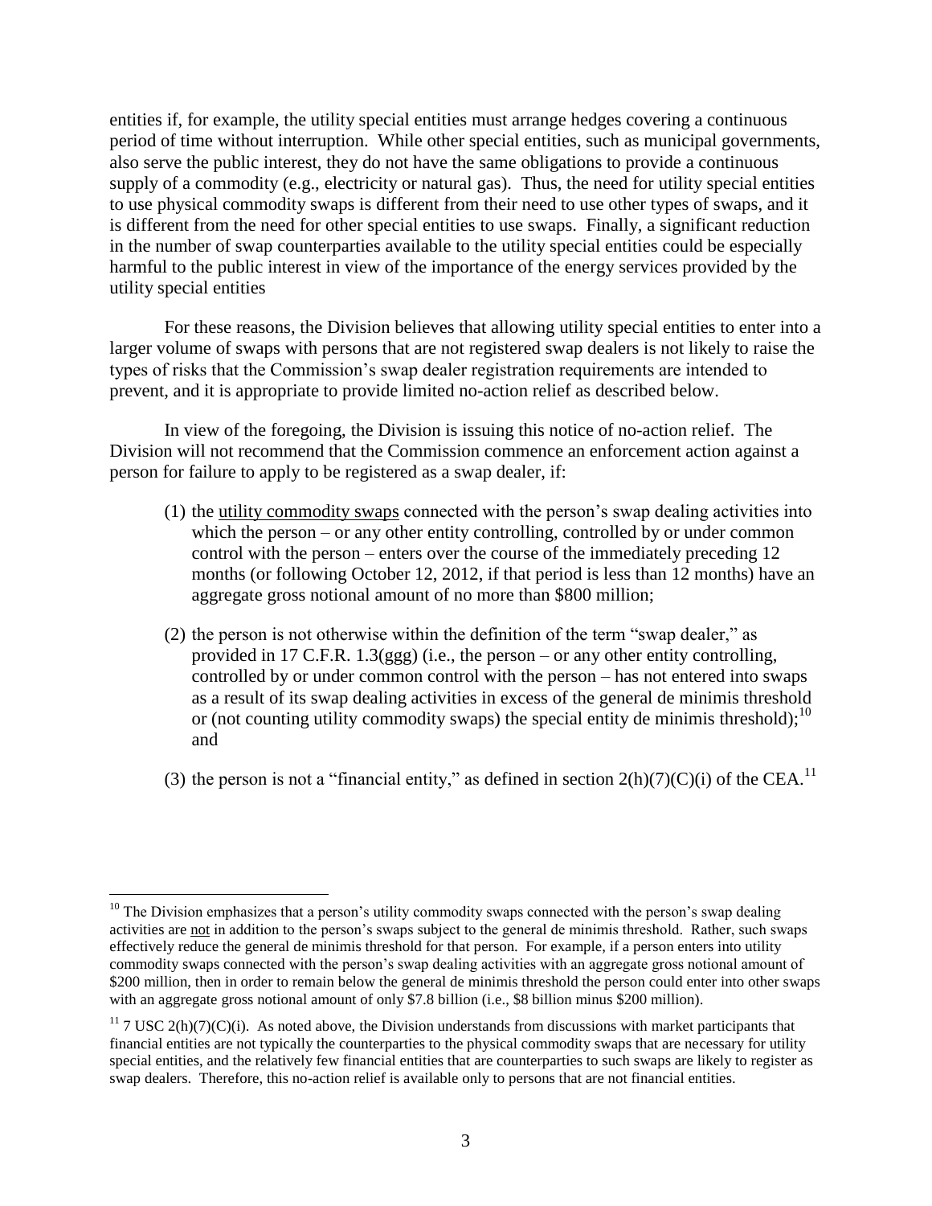entities if, for example, the utility special entities must arrange hedges covering a continuous period of time without interruption. While other special entities, such as municipal governments, also serve the public interest, they do not have the same obligations to provide a continuous supply of a commodity (e.g., electricity or natural gas). Thus, the need for utility special entities to use physical commodity swaps is different from their need to use other types of swaps, and it is different from the need for other special entities to use swaps. Finally, a significant reduction in the number of swap counterparties available to the utility special entities could be especially harmful to the public interest in view of the importance of the energy services provided by the utility special entities

For these reasons, the Division believes that allowing utility special entities to enter into a larger volume of swaps with persons that are not registered swap dealers is not likely to raise the types of risks that the Commission's swap dealer registration requirements are intended to prevent, and it is appropriate to provide limited no-action relief as described below.

In view of the foregoing, the Division is issuing this notice of no-action relief. The Division will not recommend that the Commission commence an enforcement action against a person for failure to apply to be registered as a swap dealer, if:

(1) the utility commodity swaps connected with the person's swap dealing activities into which the person – or any other entity controlling, controlled by or under common control with the person – enters over the course of the immediately preceding 12 months (or following October 12, 2012, if that period is less than 12 months) have an aggregate gross notional amount of no more than \$800 million;

(2) the person is not otherwise within the definition of the term "swap dealer," as provided in 17 C.F.R. 1.3(ggg) (i.e., the person – or any other entity controlling, controlled by or under common control with the person – has not entered into swaps as a result of its swap dealing activities in excess of the general de minimis threshold or (not counting utility commodity swaps) the special entity de minimis threshold);[10] and

(3) the person is not a "financial entity," as defined in section 2(h)(7)(C)(i) of the CEA.[11]

---

[10] The Division emphasizes that a person's utility commodity swaps connected with the person's swap dealing activities are not in addition to the person's swaps subject to the general de minimis threshold. Rather, such swaps effectively reduce the general de minimis threshold for that person. For example, if a person enters into utility commodity swaps connected with the person's swap dealing activities with an aggregate gross notional amount of \$200 million, then in order to remain below the general de minimis threshold the person could enter into other swaps with an aggregate gross notional amount of only \$7.8 billion (i.e., \$8 billion minus \$200 million).

[11] 7 USC 2(h)(7)(C)(i). As noted above, the Division understands from discussions with market participants that financial entities are not typically the counterparties to the physical commodity swaps that are necessary for utility special entities, and the relatively few financial entities that are counterparties to such swaps are likely to register as swap dealers. Therefore, this no-action relief is available only to persons that are not financial entities.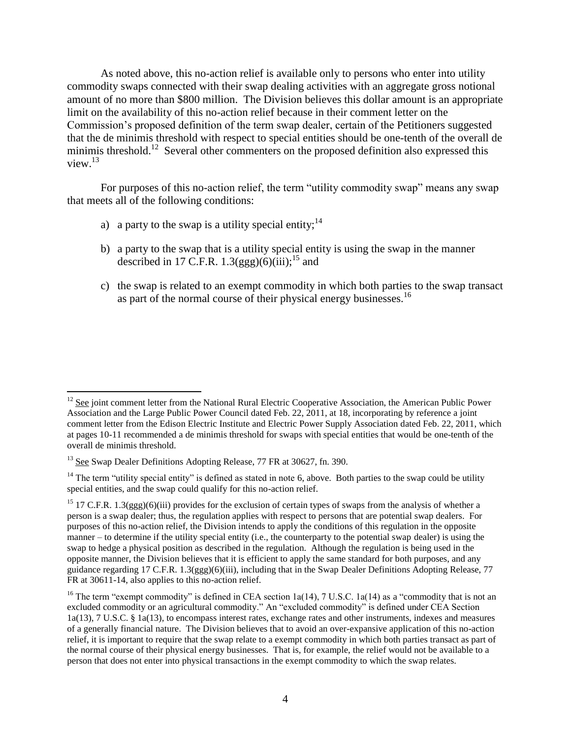As noted above, this no-action relief is available only to persons who enter into utility commodity swaps connected with their swap dealing activities with an aggregate gross notional amount of no more than $800 million. The Division believes this dollar amount is an appropriate limit on the availability of this no-action relief because in their comment letter on the Commission's proposed definition of the term swap dealer, certain of the Petitioners suggested that the de minimis threshold with respect to special entities should be one-tenth of the overall de minimis threshold.[12] Several other commenters on the proposed definition also expressed this view.[13]

For purposes of this no-action relief, the term "utility commodity swap" means any swap that meets all of the following conditions:

a) a party to the swap is a utility special entity;[14]

b) a party to the swap that is a utility special entity is using the swap in the manner described in 17 C.F.R. 1.3(ggg)(6)(iii);[15] and

c) the swap is related to an exempt commodity in which both parties to the swap transact as part of the normal course of their physical energy businesses.[16]

---

[12] See joint comment letter from the National Rural Electric Cooperative Association, the American Public Power Association and the Large Public Power Council dated Feb. 22, 2011, at 18, incorporating by reference a joint comment letter from the Edison Electric Institute and Electric Power Supply Association dated Feb. 22, 2011, which at pages 10-11 recommended a de minimis threshold for swaps with special entities that would be one-tenth of the overall de minimis threshold.

[13] See Swap Dealer Definitions Adopting Release, 77 FR at 30627, fn. 390.

[14] The term "utility special entity" is defined as stated in note 6, above. Both parties to the swap could be utility special entities, and the swap could qualify for this no-action relief.

[15] 17 C.F.R. 1.3(ggg)(6)(iii) provides for the exclusion of certain types of swaps from the analysis of whether a person is a swap dealer; thus, the regulation applies with respect to persons that are potential swap dealers. For purposes of this no-action relief, the Division intends to apply the conditions of this regulation in the opposite manner – to determine if the utility special entity (i.e., the counterparty to the potential swap dealer) is using the swap to hedge a physical position as described in the regulation. Although the regulation is being used in the opposite manner, the Division believes that it is efficient to apply the same standard for both purposes, and any guidance regarding 17 C.F.R. 1.3(ggg)(6)(iii), including that in the Swap Dealer Definitions Adopting Release, 77 FR at 30611-14, also applies to this no-action relief.

[16] The term "exempt commodity" is defined in CEA section 1a(14), 7 U.S.C. 1a(14) as a "commodity that is not an excluded commodity or an agricultural commodity." An "excluded commodity" is defined under CEA Section 1a(13), 7 U.S.C. § 1a(13), to encompass interest rates, exchange rates and other instruments, indexes and measures of a generally financial nature. The Division believes that to avoid an over-expansive application of this no-action relief, it is important to require that the swap relate to a exempt commodity in which both parties transact as part of the normal course of their physical energy businesses. That is, for example, the relief would not be available to a person that does not enter into physical transactions in the exempt commodity to which the swap relates.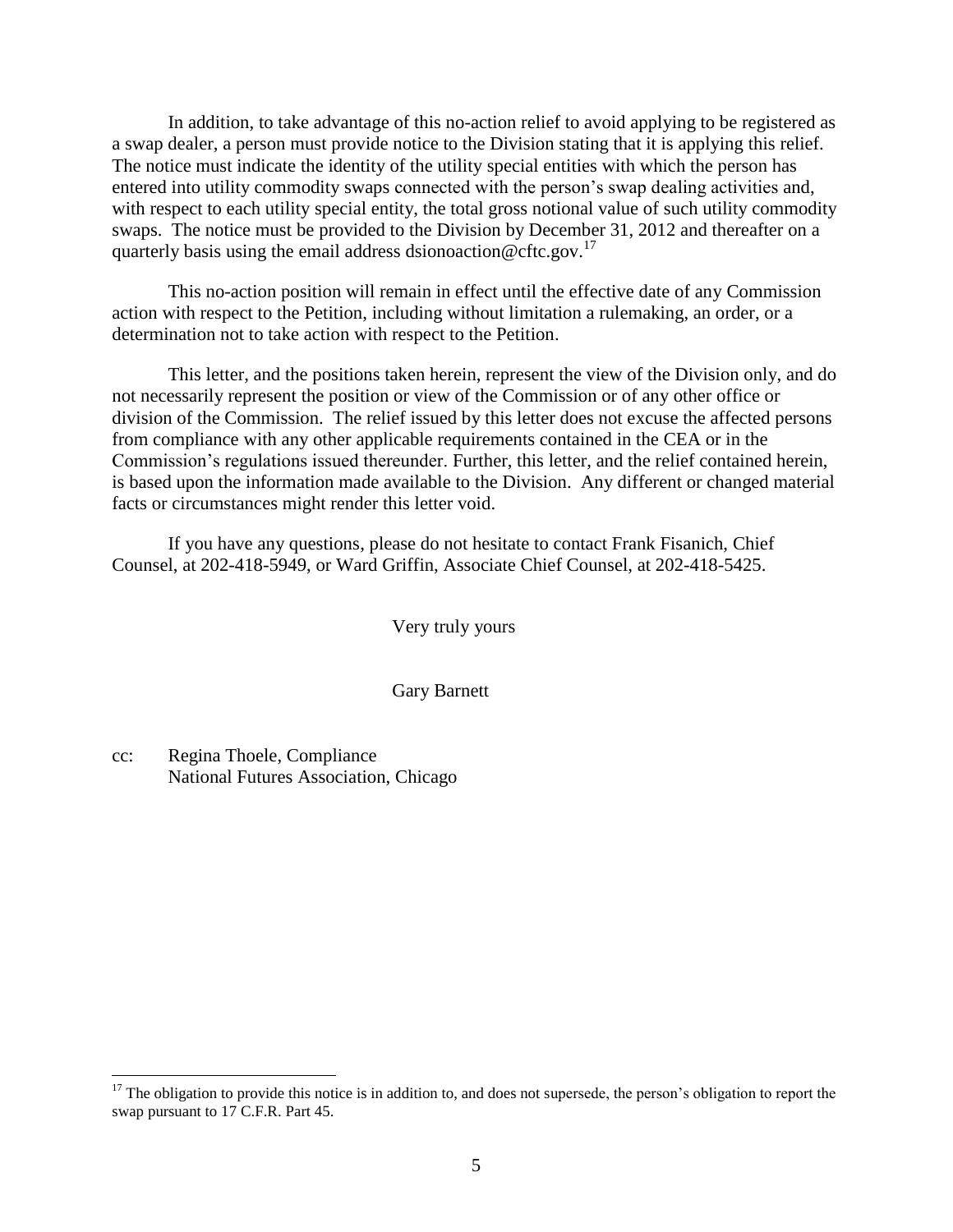In addition, to take advantage of this no-action relief to avoid applying to be registered as a swap dealer, a person must provide notice to the Division stating that it is applying this relief. The notice must indicate the identity of the utility special entities with which the person has entered into utility commodity swaps connected with the person's swap dealing activities and, with respect to each utility special entity, the total gross notional value of such utility commodity swaps. The notice must be provided to the Division by December 31, 2012 and thereafter on a quarterly basis using the email address dsionoaction@cftc.gov.[17]

This no-action position will remain in effect until the effective date of any Commission action with respect to the Petition, including without limitation a rulemaking, an order, or a determination not to take action with respect to the Petition.

This letter, and the positions taken herein, represent the view of the Division only, and do not necessarily represent the position or view of the Commission or of any other office or division of the Commission. The relief issued by this letter does not excuse the affected persons from compliance with any other applicable requirements contained in the CEA or in the Commission's regulations issued thereunder. Further, this letter, and the relief contained herein, is based upon the information made available to the Division. Any different or changed material facts or circumstances might render this letter void.

If you have any questions, please do not hesitate to contact Frank Fisanich, Chief Counsel, at 202-418-5949, or Ward Griffin, Associate Chief Counsel, at 202-418-5425.

Very truly yours

Gary Barnett

cc: Regina Thoele, Compliance
National Futures Association, Chicago

---

[17] The obligation to provide this notice is in addition to, and does not supersede, the person's obligation to report the swap pursuant to 17 C.F.R. Part 45.